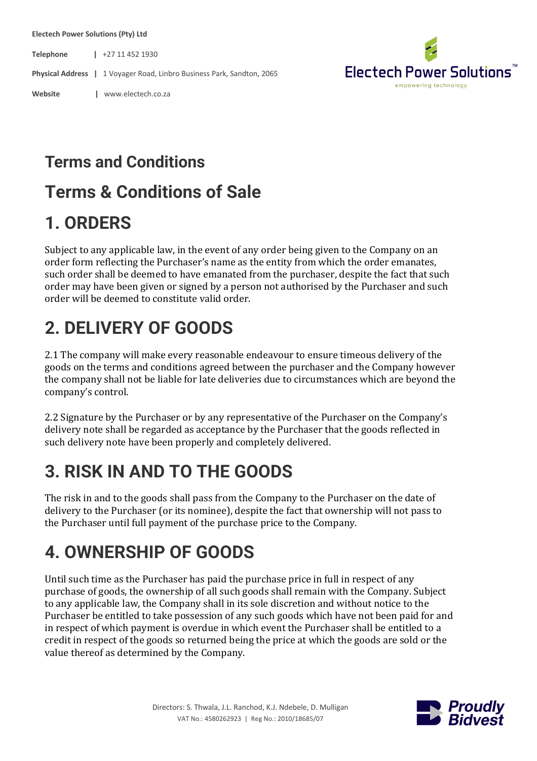Electech Power Solutions (Pty) Ltd

Telephone | +27 11 452 1930

Physical Address | 1 Voyager Road, Linbro Business Park, Sandton, 2065

Website | www.electech.co.za

# Terms and Conditions

# Terms & Conditions of Sale

# 1. ORDERS

Subject to any applicable law, in the event of any order being given to the Company on an order form reflecting the Purchaser's name as the entity from which the order emanates, such order shall be deemed to have emanated from the purchaser, despite the fact that such order may have been given or signed by a person not authorised by the Purchaser and such order will be deemed to constitute valid order.

# 2. DELIVERY OF GOODS

2.1 The company will make every reasonable endeavour to ensure timeous delivery of the goods on the terms and conditions agreed between the purchaser and the Company however the company shall not be liable for late deliveries due to circumstances which are beyond the company's control.

2.2 Signature by the Purchaser or by any representative of the Purchaser on the Company's delivery note shall be regarded as acceptance by the Purchaser that the goods reflected in such delivery note have been properly and completely delivered.

# 3. RISK IN AND TO THE GOODS

The risk in and to the goods shall pass from the Company to the Purchaser on the date of delivery to the Purchaser (or its nominee), despite the fact that ownership will not pass to the Purchaser until full payment of the purchase price to the Company.

# 4. OWNERSHIP OF GOODS

Until such time as the Purchaser has paid the purchase price in full in respect of any purchase of goods, the ownership of all such goods shall remain with the Company. Subject to any applicable law, the Company shall in its sole discretion and without notice to the Purchaser be entitled to take possession of any such goods which have not been paid for and in respect of which payment is overdue in which event the Purchaser shall be entitled to a credit in respect of the goods so returned being the price at which the goods are sold or the value thereof as determined by the Company.

Directors: S. Thwala, J.L. Ranchod, K.J. Ndebele, D. Mulligan
VAT No.: 4580262923 | Reg No.: 2010/18685/07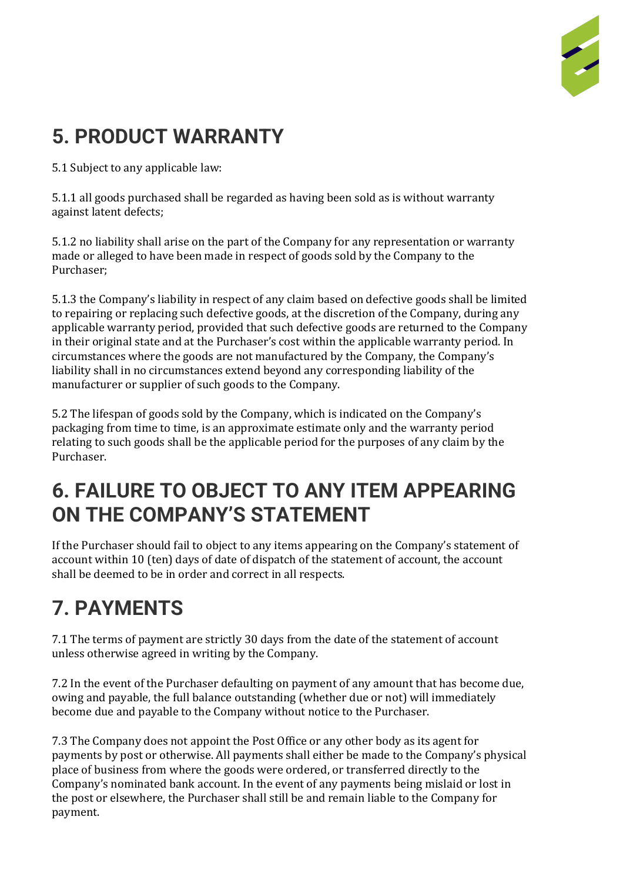# 5. PRODUCT WARRANTY

5.1 Subject to any applicable law:

5.1.1 all goods purchased shall be regarded as having been sold as is without warranty against latent defects;

5.1.2 no liability shall arise on the part of the Company for any representation or warranty made or alleged to have been made in respect of goods sold by the Company to the Purchaser;

5.1.3 the Company's liability in respect of any claim based on defective goods shall be limited to repairing or replacing such defective goods, at the discretion of the Company, during any applicable warranty period, provided that such defective goods are returned to the Company in their original state and at the Purchaser's cost within the applicable warranty period. In circumstances where the goods are not manufactured by the Company, the Company's liability shall in no circumstances extend beyond any corresponding liability of the manufacturer or supplier of such goods to the Company.

5.2 The lifespan of goods sold by the Company, which is indicated on the Company's packaging from time to time, is an approximate estimate only and the warranty period relating to such goods shall be the applicable period for the purposes of any claim by the Purchaser.

# 6. FAILURE TO OBJECT TO ANY ITEM APPEARING ON THE COMPANY'S STATEMENT

If the Purchaser should fail to object to any items appearing on the Company's statement of account within 10 (ten) days of date of dispatch of the statement of account, the account shall be deemed to be in order and correct in all respects.

# 7. PAYMENTS

7.1 The terms of payment are strictly 30 days from the date of the statement of account unless otherwise agreed in writing by the Company.

7.2 In the event of the Purchaser defaulting on payment of any amount that has become due, owing and payable, the full balance outstanding (whether due or not) will immediately become due and payable to the Company without notice to the Purchaser.

7.3 The Company does not appoint the Post Office or any other body as its agent for payments by post or otherwise. All payments shall either be made to the Company's physical place of business from where the goods were ordered, or transferred directly to the Company's nominated bank account. In the event of any payments being mislaid or lost in the post or elsewhere, the Purchaser shall still be and remain liable to the Company for payment.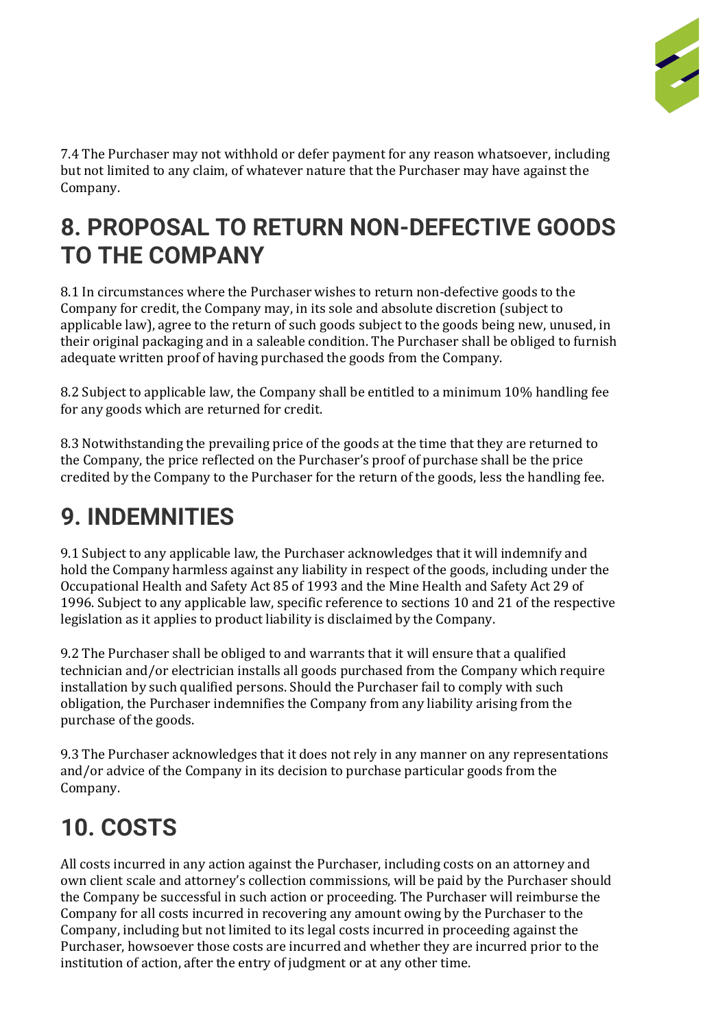7.4 The Purchaser may not withhold or defer payment for any reason whatsoever, including but not limited to any claim, of whatever nature that the Purchaser may have against the Company.

## 8. PROPOSAL TO RETURN NON-DEFECTIVE GOODS TO THE COMPANY

8.1 In circumstances where the Purchaser wishes to return non-defective goods to the Company for credit, the Company may, in its sole and absolute discretion (subject to applicable law), agree to the return of such goods subject to the goods being new, unused, in their original packaging and in a saleable condition. The Purchaser shall be obliged to furnish adequate written proof of having purchased the goods from the Company.

8.2 Subject to applicable law, the Company shall be entitled to a minimum 10% handling fee for any goods which are returned for credit.

8.3 Notwithstanding the prevailing price of the goods at the time that they are returned to the Company, the price reflected on the Purchaser's proof of purchase shall be the price credited by the Company to the Purchaser for the return of the goods, less the handling fee.

## 9. INDEMNITIES

9.1 Subject to any applicable law, the Purchaser acknowledges that it will indemnify and hold the Company harmless against any liability in respect of the goods, including under the Occupational Health and Safety Act 85 of 1993 and the Mine Health and Safety Act 29 of 1996. Subject to any applicable law, specific reference to sections 10 and 21 of the respective legislation as it applies to product liability is disclaimed by the Company.

9.2 The Purchaser shall be obliged to and warrants that it will ensure that a qualified technician and/or electrician installs all goods purchased from the Company which require installation by such qualified persons. Should the Purchaser fail to comply with such obligation, the Purchaser indemnifies the Company from any liability arising from the purchase of the goods.

9.3 The Purchaser acknowledges that it does not rely in any manner on any representations and/or advice of the Company in its decision to purchase particular goods from the Company.

## 10. COSTS

All costs incurred in any action against the Purchaser, including costs on an attorney and own client scale and attorney's collection commissions, will be paid by the Purchaser should the Company be successful in such action or proceeding. The Purchaser will reimburse the Company for all costs incurred in recovering any amount owing by the Purchaser to the Company, including but not limited to its legal costs incurred in proceeding against the Purchaser, howsoever those costs are incurred and whether they are incurred prior to the institution of action, after the entry of judgment or at any other time.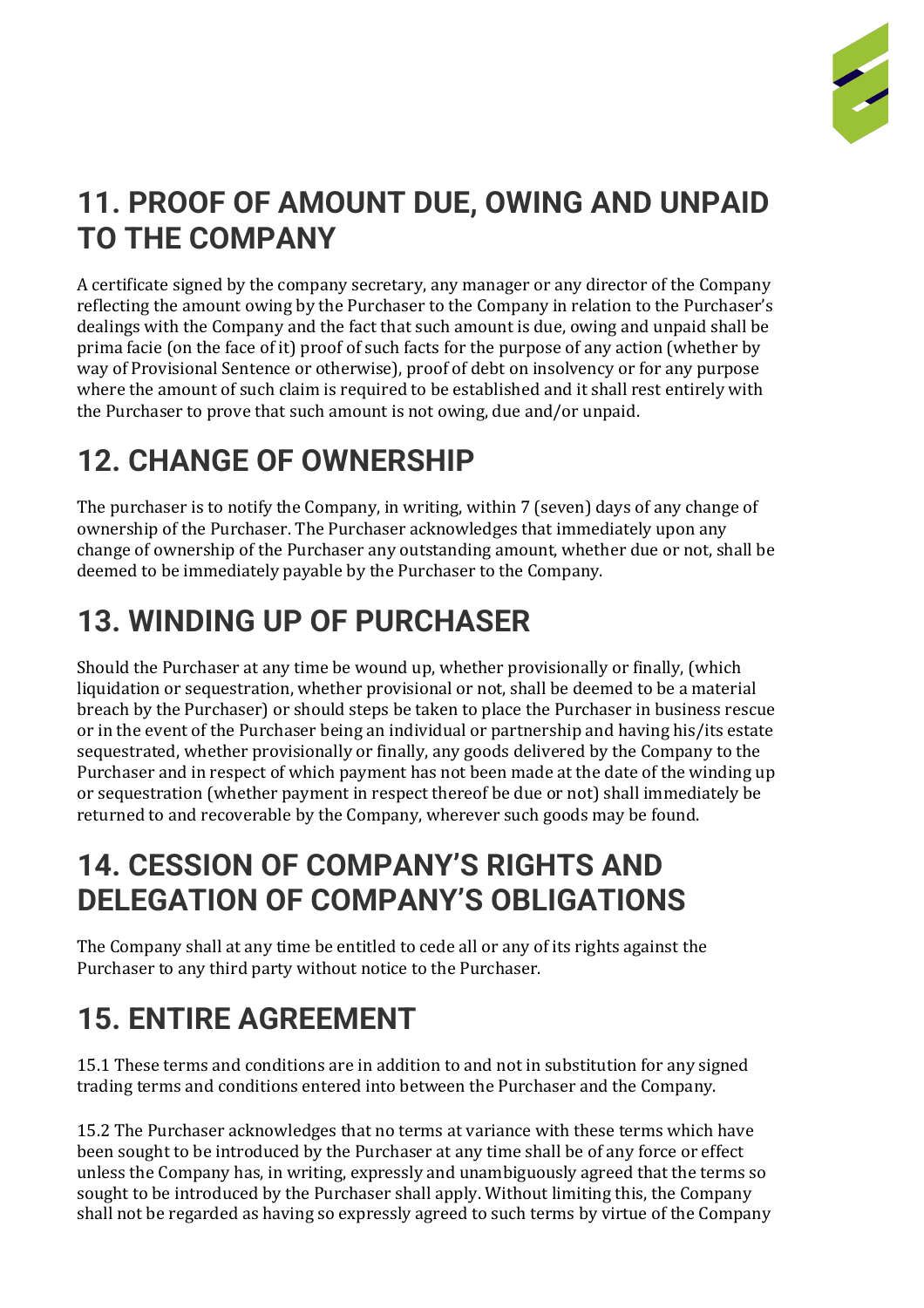## 11. PROOF OF AMOUNT DUE, OWING AND UNPAID TO THE COMPANY

A certificate signed by the company secretary, any manager or any director of the Company reflecting the amount owing by the Purchaser to the Company in relation to the Purchaser's dealings with the Company and the fact that such amount is due, owing and unpaid shall be prima facie (on the face of it) proof of such facts for the purpose of any action (whether by way of Provisional Sentence or otherwise), proof of debt on insolvency or for any purpose where the amount of such claim is required to be established and it shall rest entirely with the Purchaser to prove that such amount is not owing, due and/or unpaid.

## 12. CHANGE OF OWNERSHIP

The purchaser is to notify the Company, in writing, within 7 (seven) days of any change of ownership of the Purchaser. The Purchaser acknowledges that immediately upon any change of ownership of the Purchaser any outstanding amount, whether due or not, shall be deemed to be immediately payable by the Purchaser to the Company.

## 13. WINDING UP OF PURCHASER

Should the Purchaser at any time be wound up, whether provisionally or finally, (which liquidation or sequestration, whether provisional or not, shall be deemed to be a material breach by the Purchaser) or should steps be taken to place the Purchaser in business rescue or in the event of the Purchaser being an individual or partnership and having his/its estate sequestrated, whether provisionally or finally, any goods delivered by the Company to the Purchaser and in respect of which payment has not been made at the date of the winding up or sequestration (whether payment in respect thereof be due or not) shall immediately be returned to and recoverable by the Company, wherever such goods may be found.

## 14. CESSION OF COMPANY'S RIGHTS AND DELEGATION OF COMPANY'S OBLIGATIONS

The Company shall at any time be entitled to cede all or any of its rights against the Purchaser to any third party without notice to the Purchaser.

## 15. ENTIRE AGREEMENT

15.1 These terms and conditions are in addition to and not in substitution for any signed trading terms and conditions entered into between the Purchaser and the Company.

15.2 The Purchaser acknowledges that no terms at variance with these terms which have been sought to be introduced by the Purchaser at any time shall be of any force or effect unless the Company has, in writing, expressly and unambiguously agreed that the terms so sought to be introduced by the Purchaser shall apply. Without limiting this, the Company shall not be regarded as having so expressly agreed to such terms by virtue of the Company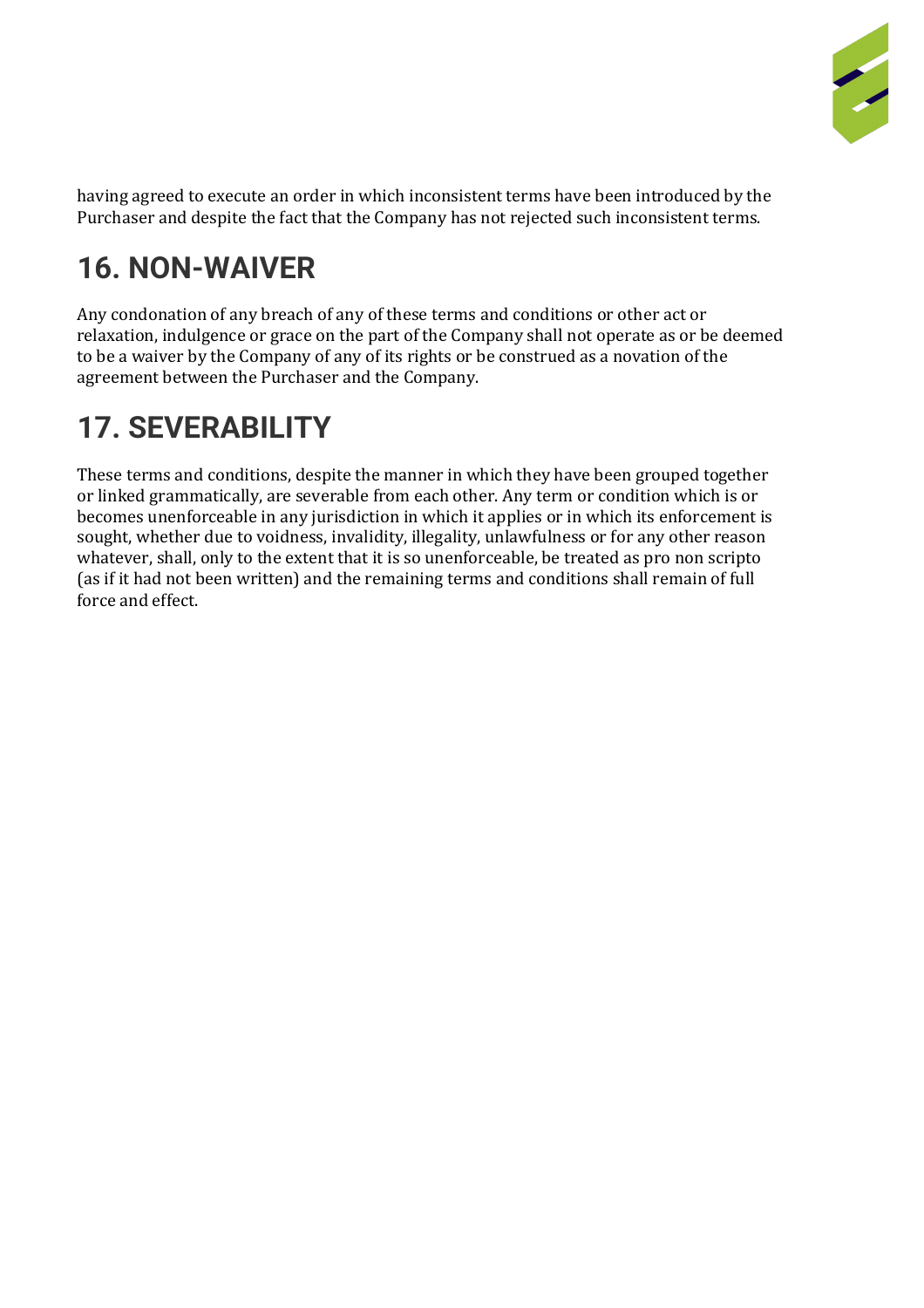having agreed to execute an order in which inconsistent terms have been introduced by the Purchaser and despite the fact that the Company has not rejected such inconsistent terms.

## 16. NON-WAIVER

Any condonation of any breach of any of these terms and conditions or other act or relaxation, indulgence or grace on the part of the Company shall not operate as or be deemed to be a waiver by the Company of any of its rights or be construed as a novation of the agreement between the Purchaser and the Company.

## 17. SEVERABILITY

These terms and conditions, despite the manner in which they have been grouped together or linked grammatically, are severable from each other. Any term or condition which is or becomes unenforceable in any jurisdiction in which it applies or in which its enforcement is sought, whether due to voidness, invalidity, illegality, unlawfulness or for any other reason whatever, shall, only to the extent that it is so unenforceable, be treated as pro non scripto (as if it had not been written) and the remaining terms and conditions shall remain of full force and effect.